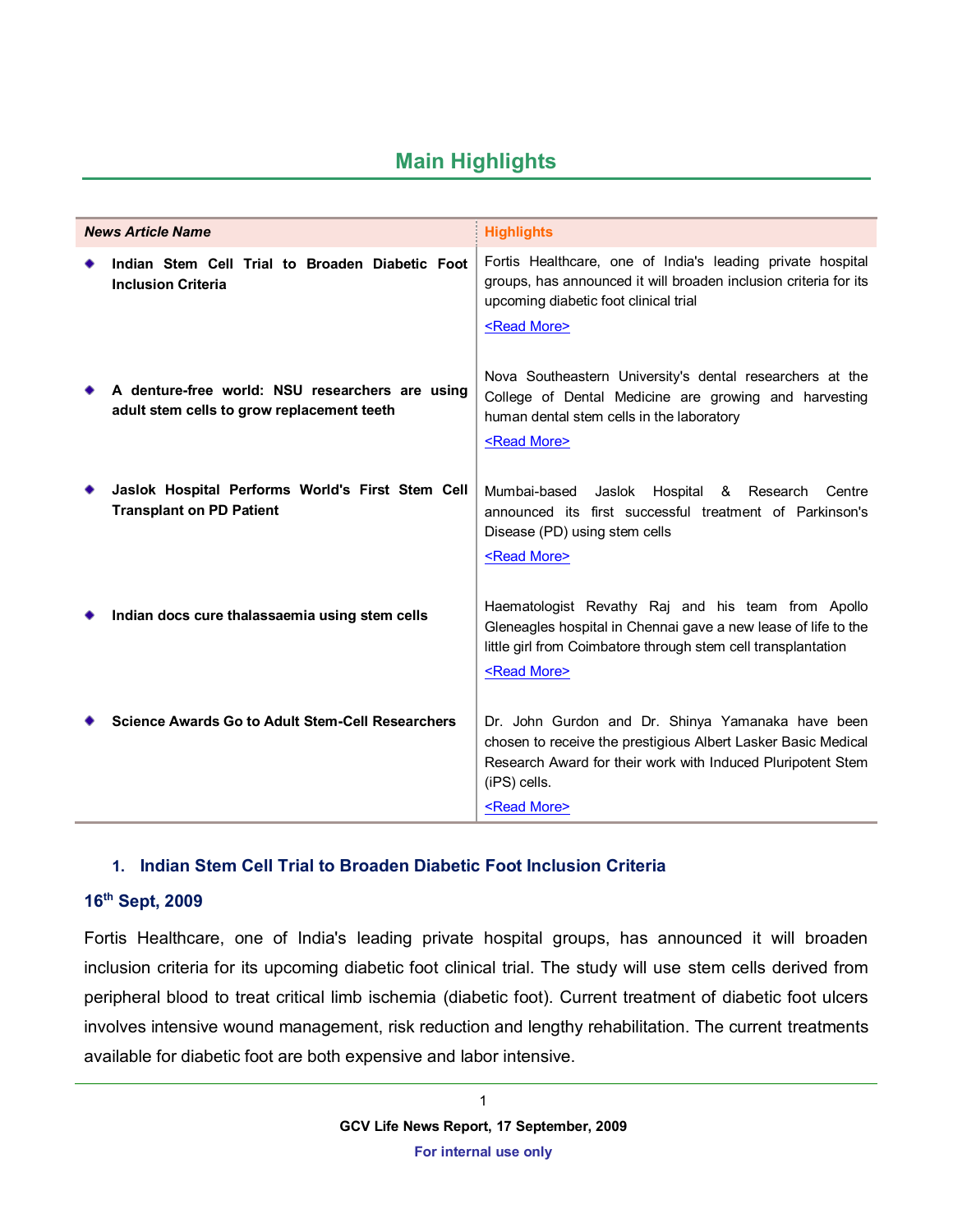## Main Highlights

| *News Article Name* | Highlights |
|---|---|
| **Indian Stem Cell Trial to Broaden Diabetic Foot Inclusion Criteria** | Fortis Healthcare, one of India's leading private hospital groups, has announced it will broaden inclusion criteria for its upcoming diabetic foot clinical trial <Read More> |
| **A denture-free world: NSU researchers are using adult stem cells to grow replacement teeth** | Nova Southeastern University's dental researchers at the College of Dental Medicine are growing and harvesting human dental stem cells in the laboratory <Read More> |
| **Jaslok Hospital Performs World's First Stem Cell Transplant on PD Patient** | Mumbai-based Jaslok Hospital & Research Centre announced its first successful treatment of Parkinson's Disease (PD) using stem cells <Read More> |
| **Indian docs cure thalassaemia using stem cells** | Haematologist Revathy Raj and his team from Apollo Gleneagles hospital in Chennai gave a new lease of life to the little girl from Coimbatore through stem cell transplantation <Read More> |
| **Science Awards Go to Adult Stem-Cell Researchers** | Dr. John Gurdon and Dr. Shinya Yamanaka have been chosen to receive the prestigious Albert Lasker Basic Medical Research Award for their work with Induced Pluripotent Stem (iPS) cells. <Read More> |

### 1. Indian Stem Cell Trial to Broaden Diabetic Foot Inclusion Criteria

**16th Sept, 2009**

Fortis Healthcare, one of India's leading private hospital groups, has announced it will broaden inclusion criteria for its upcoming diabetic foot clinical trial. The study will use stem cells derived from peripheral blood to treat critical limb ischemia (diabetic foot). Current treatment of diabetic foot ulcers involves intensive wound management, risk reduction and lengthy rehabilitation. The current treatments available for diabetic foot are both expensive and labor intensive.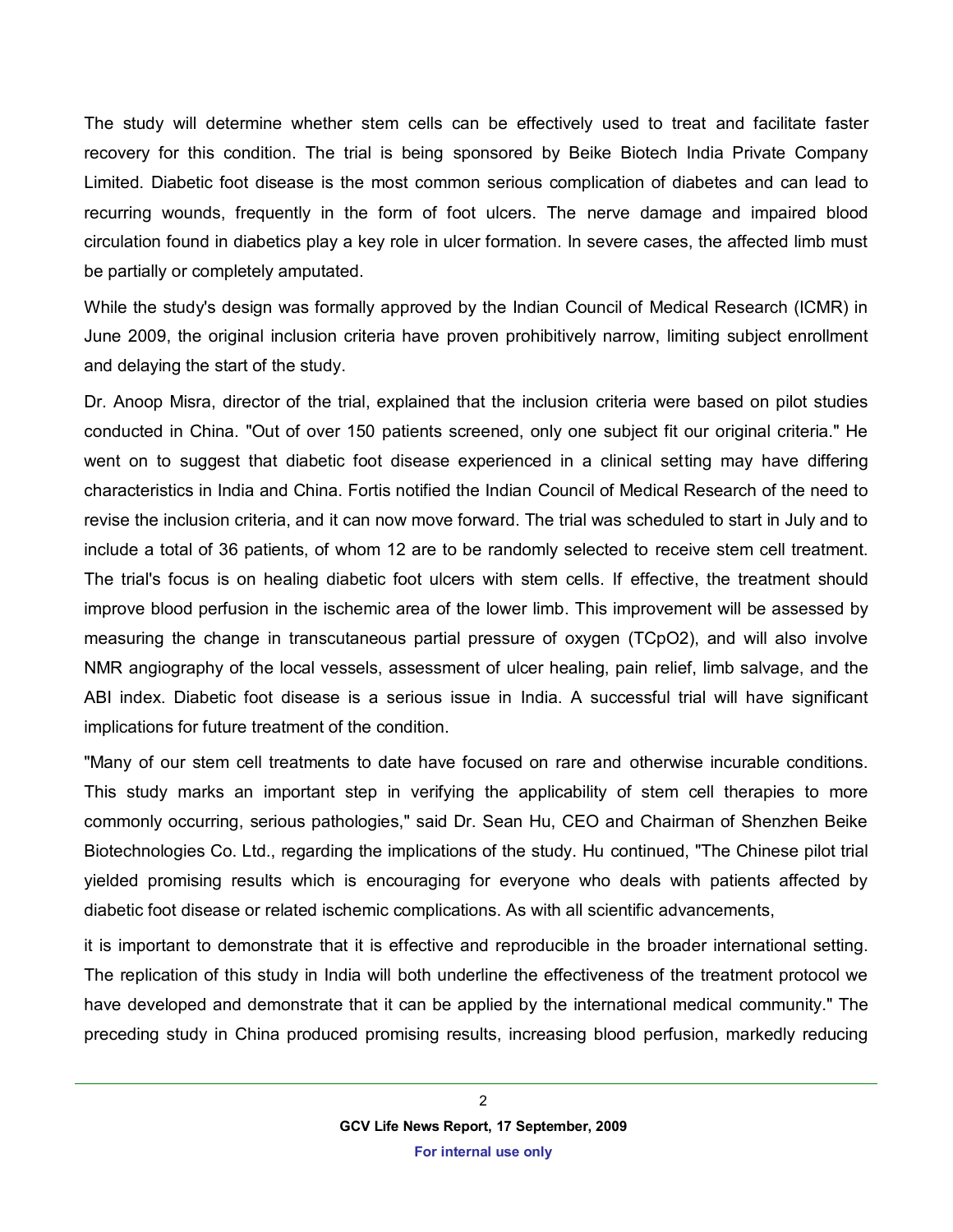The study will determine whether stem cells can be effectively used to treat and facilitate faster recovery for this condition. The trial is being sponsored by Beike Biotech India Private Company Limited. Diabetic foot disease is the most common serious complication of diabetes and can lead to recurring wounds, frequently in the form of foot ulcers. The nerve damage and impaired blood circulation found in diabetics play a key role in ulcer formation. In severe cases, the affected limb must be partially or completely amputated.

While the study's design was formally approved by the Indian Council of Medical Research (ICMR) in June 2009, the original inclusion criteria have proven prohibitively narrow, limiting subject enrollment and delaying the start of the study.

Dr. Anoop Misra, director of the trial, explained that the inclusion criteria were based on pilot studies conducted in China. "Out of over 150 patients screened, only one subject fit our original criteria." He went on to suggest that diabetic foot disease experienced in a clinical setting may have differing characteristics in India and China. Fortis notified the Indian Council of Medical Research of the need to revise the inclusion criteria, and it can now move forward. The trial was scheduled to start in July and to include a total of 36 patients, of whom 12 are to be randomly selected to receive stem cell treatment. The trial's focus is on healing diabetic foot ulcers with stem cells. If effective, the treatment should improve blood perfusion in the ischemic area of the lower limb. This improvement will be assessed by measuring the change in transcutaneous partial pressure of oxygen ($TCpO_2$), and will also involve NMR angiography of the local vessels, assessment of ulcer healing, pain relief, limb salvage, and the ABI index. Diabetic foot disease is a serious issue in India. A successful trial will have significant implications for future treatment of the condition.

"Many of our stem cell treatments to date have focused on rare and otherwise incurable conditions. This study marks an important step in verifying the applicability of stem cell therapies to more commonly occurring, serious pathologies," said Dr. Sean Hu, CEO and Chairman of Shenzhen Beike Biotechnologies Co. Ltd., regarding the implications of the study. Hu continued, "The Chinese pilot trial yielded promising results which is encouraging for everyone who deals with patients affected by diabetic foot disease or related ischemic complications. As with all scientific advancements,

it is important to demonstrate that it is effective and reproducible in the broader international setting. The replication of this study in India will both underline the effectiveness of the treatment protocol we have developed and demonstrate that it can be applied by the international medical community." The preceding study in China produced promising results, increasing blood perfusion, markedly reducing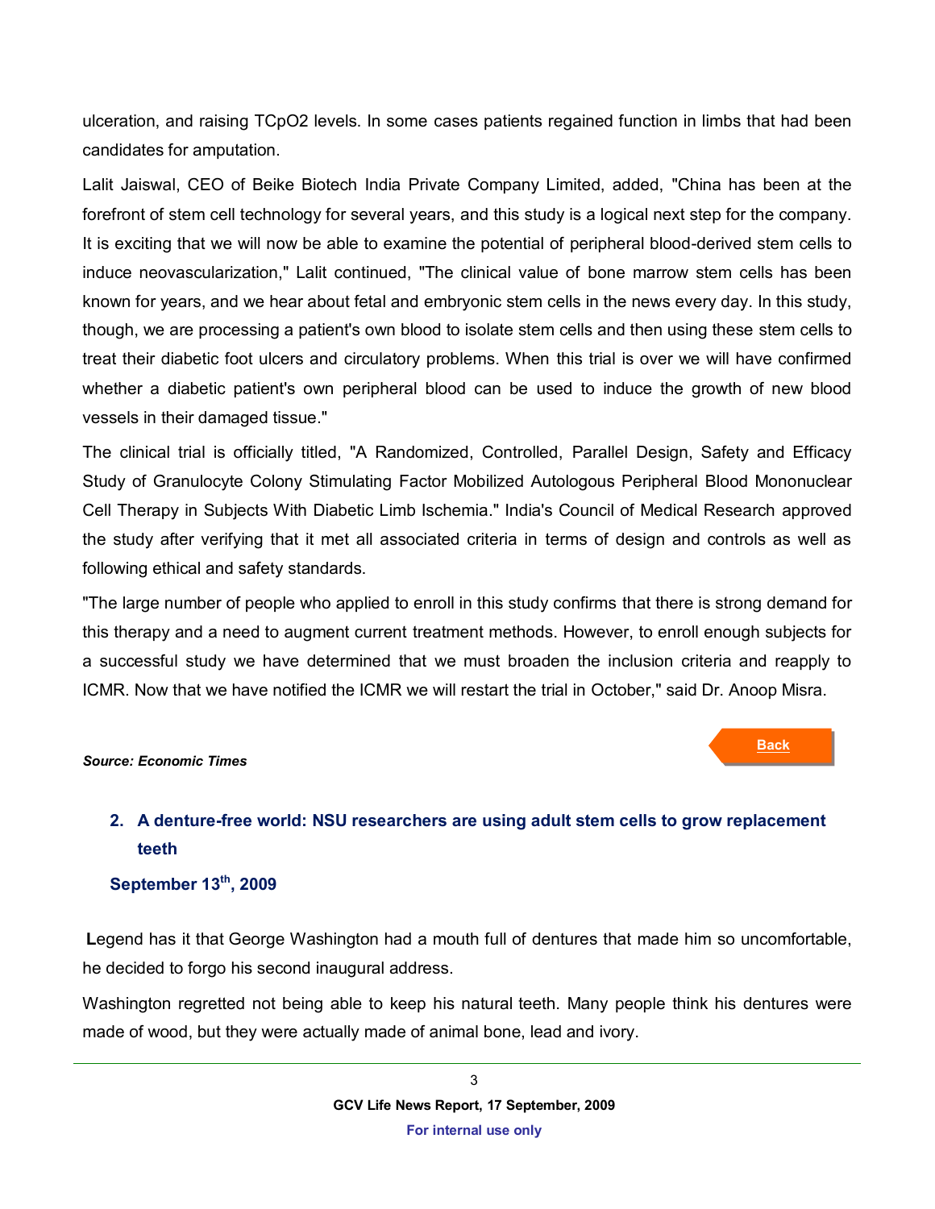ulceration, and raising TCpO2 levels. In some cases patients regained function in limbs that had been candidates for amputation.

Lalit Jaiswal, CEO of Beike Biotech India Private Company Limited, added, "China has been at the forefront of stem cell technology for several years, and this study is a logical next step for the company. It is exciting that we will now be able to examine the potential of peripheral blood-derived stem cells to induce neovascularization," Lalit continued, "The clinical value of bone marrow stem cells has been known for years, and we hear about fetal and embryonic stem cells in the news every day. In this study, though, we are processing a patient's own blood to isolate stem cells and then using these stem cells to treat their diabetic foot ulcers and circulatory problems. When this trial is over we will have confirmed whether a diabetic patient's own peripheral blood can be used to induce the growth of new blood vessels in their damaged tissue."

The clinical trial is officially titled, "A Randomized, Controlled, Parallel Design, Safety and Efficacy Study of Granulocyte Colony Stimulating Factor Mobilized Autologous Peripheral Blood Mononuclear Cell Therapy in Subjects With Diabetic Limb Ischemia." India's Council of Medical Research approved the study after verifying that it met all associated criteria in terms of design and controls as well as following ethical and safety standards.

"The large number of people who applied to enroll in this study confirms that there is strong demand for this therapy and a need to augment current treatment methods. However, to enroll enough subjects for a successful study we have determined that we must broaden the inclusion criteria and reapply to ICMR. Now that we have notified the ICMR we will restart the trial in October," said Dr. Anoop Misra.

***Source: Economic Times***

Back

## 2. A denture-free world: NSU researchers are using adult stem cells to grow replacement teeth

**September 13th, 2009**

**L**egend has it that George Washington had a mouth full of dentures that made him so uncomfortable, he decided to forgo his second inaugural address.

Washington regretted not being able to keep his natural teeth. Many people think his dentures were made of wood, but they were actually made of animal bone, lead and ivory.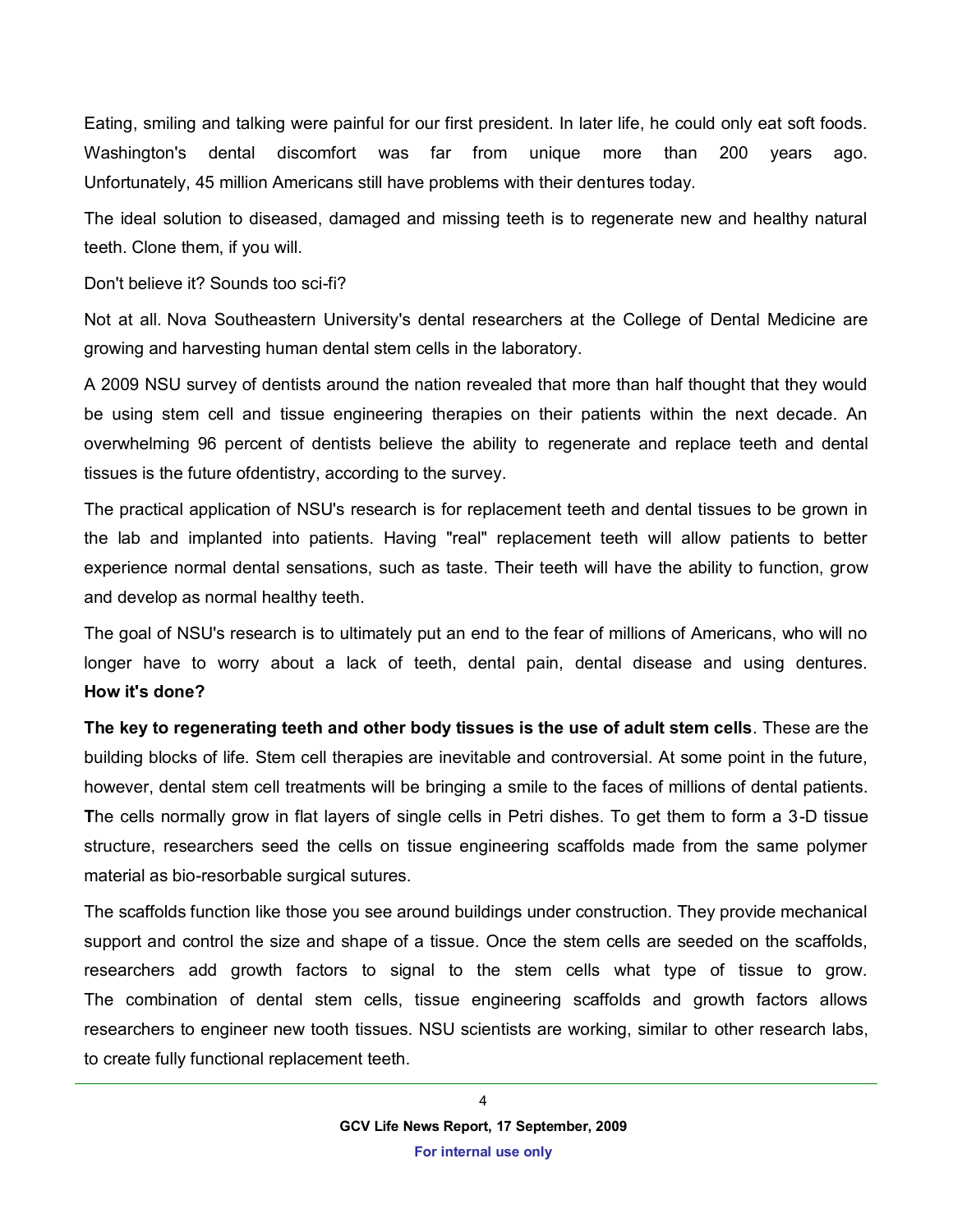Eating, smiling and talking were painful for our first president. In later life, he could only eat soft foods. Washington's dental discomfort was far from unique more than 200 years ago. Unfortunately, 45 million Americans still have problems with their dentures today.

The ideal solution to diseased, damaged and missing teeth is to regenerate new and healthy natural teeth. Clone them, if you will.

Don't believe it? Sounds too sci-fi?

Not at all. Nova Southeastern University's dental researchers at the College of Dental Medicine are growing and harvesting human dental stem cells in the laboratory.

A 2009 NSU survey of dentists around the nation revealed that more than half thought that they would be using stem cell and tissue engineering therapies on their patients within the next decade. An overwhelming 96 percent of dentists believe the ability to regenerate and replace teeth and dental tissues is the future ofdentistry, according to the survey.

The practical application of NSU's research is for replacement teeth and dental tissues to be grown in the lab and implanted into patients. Having "real" replacement teeth will allow patients to better experience normal dental sensations, such as taste. Their teeth will have the ability to function, grow and develop as normal healthy teeth.

The goal of NSU's research is to ultimately put an end to the fear of millions of Americans, who will no longer have to worry about a lack of teeth, dental pain, dental disease and using dentures.

**How it's done?**

**The key to regenerating teeth and other body tissues is the use of adult stem cells**. These are the building blocks of life. Stem cell therapies are inevitable and controversial. At some point in the future, however, dental stem cell treatments will be bringing a smile to the faces of millions of dental patients. **T**he cells normally grow in flat layers of single cells in Petri dishes. To get them to form a 3-D tissue structure, researchers seed the cells on tissue engineering scaffolds made from the same polymer material as bio-resorbable surgical sutures.

The scaffolds function like those you see around buildings under construction. They provide mechanical support and control the size and shape of a tissue. Once the stem cells are seeded on the scaffolds, researchers add growth factors to signal to the stem cells what type of tissue to grow. The combination of dental stem cells, tissue engineering scaffolds and growth factors allows researchers to engineer new tooth tissues. NSU scientists are working, similar to other research labs, to create fully functional replacement teeth.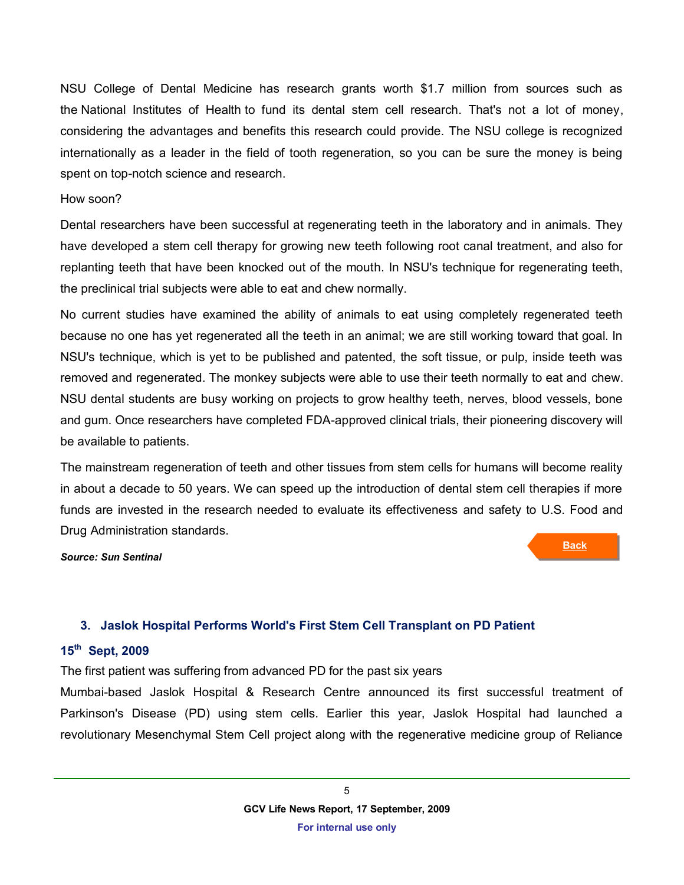NSU College of Dental Medicine has research grants worth $1.7 million from sources such as the National Institutes of Health to fund its dental stem cell research. That's not a lot of money, considering the advantages and benefits this research could provide. The NSU college is recognized internationally as a leader in the field of tooth regeneration, so you can be sure the money is being spent on top-notch science and research.

How soon?

Dental researchers have been successful at regenerating teeth in the laboratory and in animals. They have developed a stem cell therapy for growing new teeth following root canal treatment, and also for replanting teeth that have been knocked out of the mouth. In NSU's technique for regenerating teeth, the preclinical trial subjects were able to eat and chew normally.

No current studies have examined the ability of animals to eat using completely regenerated teeth because no one has yet regenerated all the teeth in an animal; we are still working toward that goal. In NSU's technique, which is yet to be published and patented, the soft tissue, or pulp, inside teeth was removed and regenerated. The monkey subjects were able to use their teeth normally to eat and chew. NSU dental students are busy working on projects to grow healthy teeth, nerves, blood vessels, bone and gum. Once researchers have completed FDA-approved clinical trials, their pioneering discovery will be available to patients.

The mainstream regeneration of teeth and other tissues from stem cells for humans will become reality in about a decade to 50 years. We can speed up the introduction of dental stem cell therapies if more funds are invested in the research needed to evaluate its effectiveness and safety to U.S. Food and Drug Administration standards.

***Source: Sun Sentinal***

Back

### 3. Jaslok Hospital Performs World's First Stem Cell Transplant on PD Patient

**15th Sept, 2009**

The first patient was suffering from advanced PD for the past six years

Mumbai-based Jaslok Hospital & Research Centre announced its first successful treatment of Parkinson's Disease (PD) using stem cells. Earlier this year, Jaslok Hospital had launched a revolutionary Mesenchymal Stem Cell project along with the regenerative medicine group of Reliance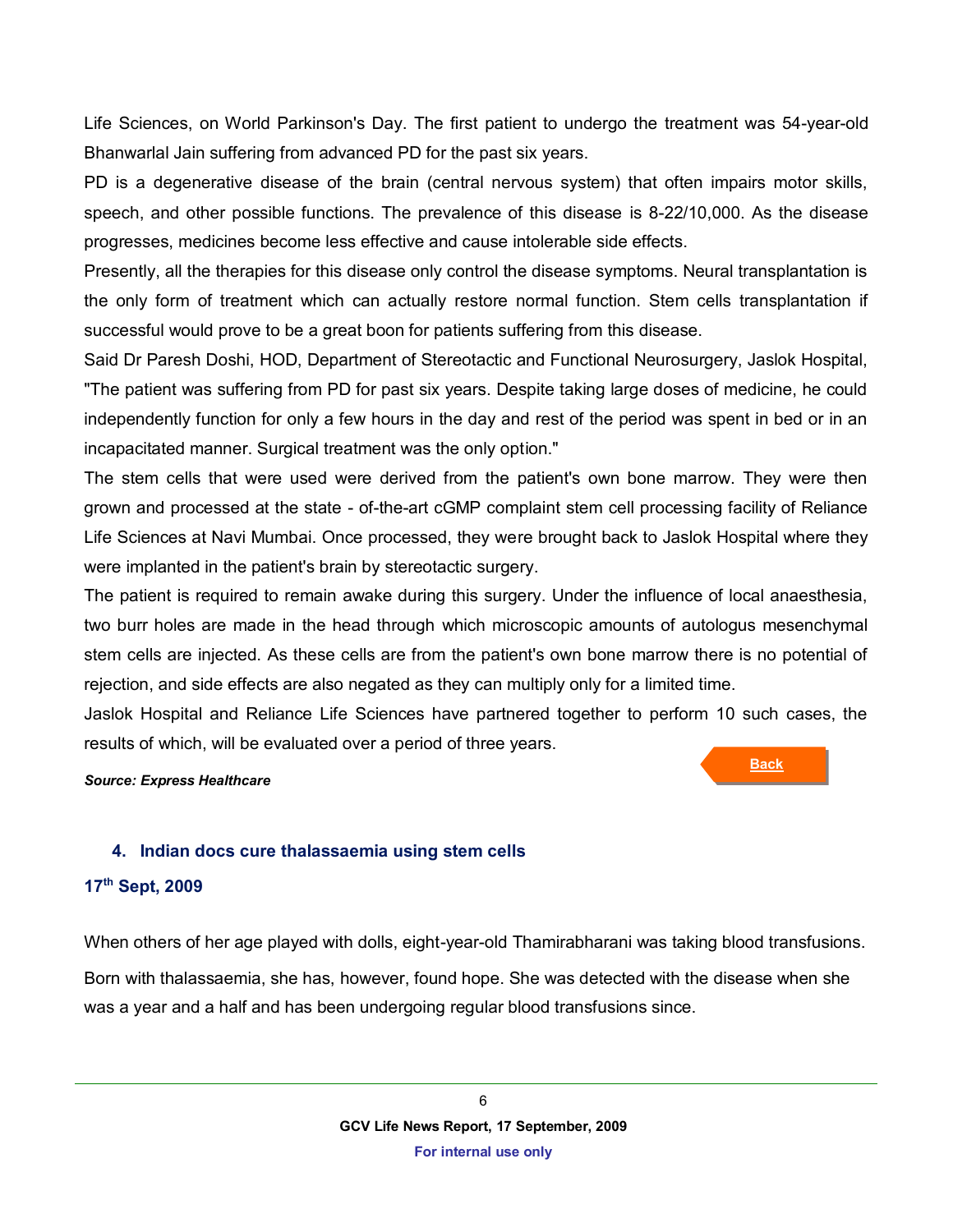Life Sciences, on World Parkinson's Day. The first patient to undergo the treatment was 54-year-old Bhanwarlal Jain suffering from advanced PD for the past six years.

PD is a degenerative disease of the brain (central nervous system) that often impairs motor skills, speech, and other possible functions. The prevalence of this disease is 8-22/10,000. As the disease progresses, medicines become less effective and cause intolerable side effects.

Presently, all the therapies for this disease only control the disease symptoms. Neural transplantation is the only form of treatment which can actually restore normal function. Stem cells transplantation if successful would prove to be a great boon for patients suffering from this disease.

Said Dr Paresh Doshi, HOD, Department of Stereotactic and Functional Neurosurgery, Jaslok Hospital, "The patient was suffering from PD for past six years. Despite taking large doses of medicine, he could independently function for only a few hours in the day and rest of the period was spent in bed or in an incapacitated manner. Surgical treatment was the only option."

The stem cells that were used were derived from the patient's own bone marrow. They were then grown and processed at the state - of-the-art cGMP complaint stem cell processing facility of Reliance Life Sciences at Navi Mumbai. Once processed, they were brought back to Jaslok Hospital where they were implanted in the patient's brain by stereotactic surgery.

The patient is required to remain awake during this surgery. Under the influence of local anaesthesia, two burr holes are made in the head through which microscopic amounts of autologus mesenchymal stem cells are injected. As these cells are from the patient's own bone marrow there is no potential of rejection, and side effects are also negated as they can multiply only for a limited time.

Jaslok Hospital and Reliance Life Sciences have partnered together to perform 10 such cases, the results of which, will be evaluated over a period of three years.

***Source: Express Healthcare***

Back

### 4. Indian docs cure thalassaemia using stem cells

**17th Sept, 2009**

When others of her age played with dolls, eight-year-old Thamirabharani was taking blood transfusions.

Born with thalassaemia, she has, however, found hope. She was detected with the disease when she was a year and a half and has been undergoing regular blood transfusions since.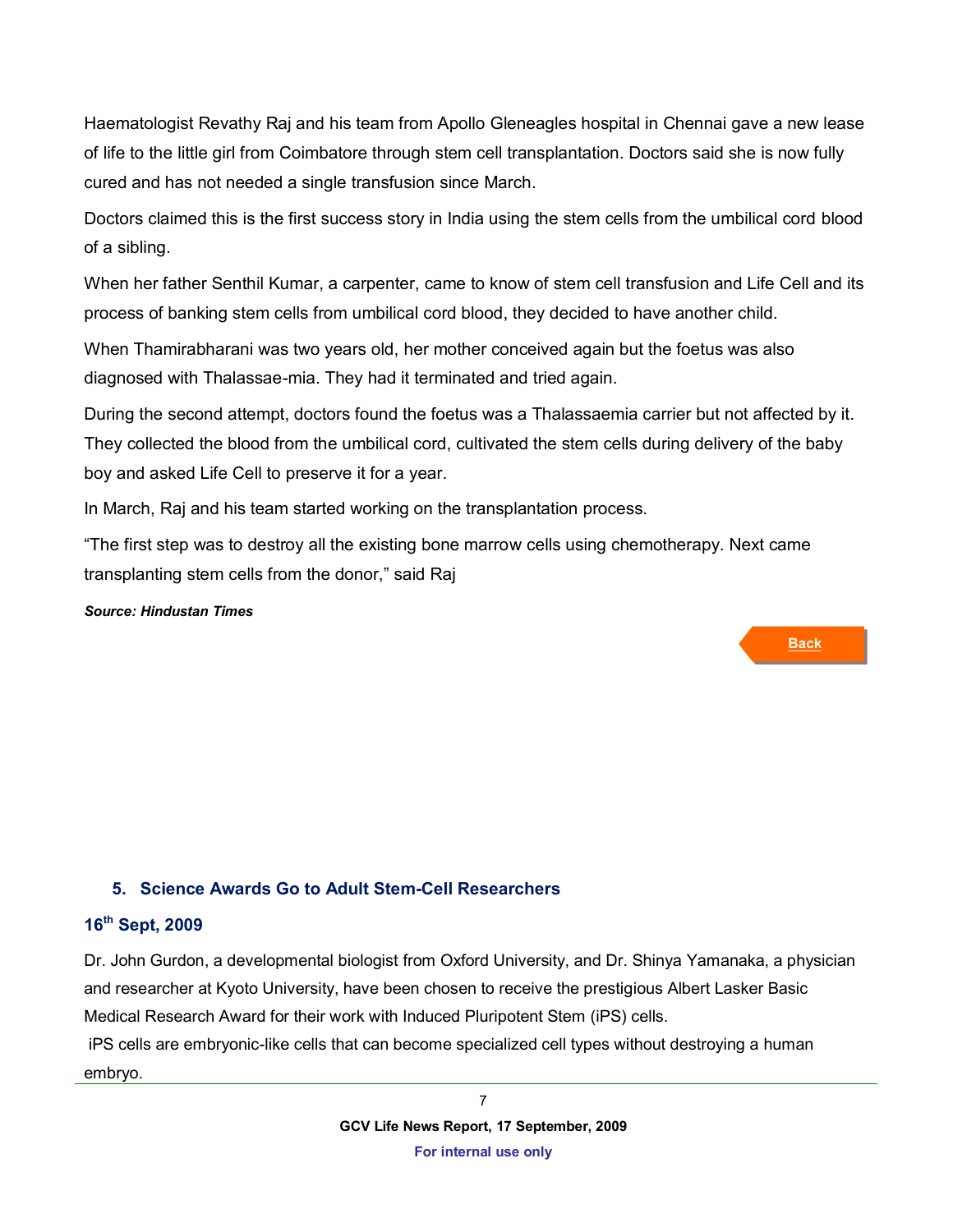Haematologist Revathy Raj and his team from Apollo Gleneagles hospital in Chennai gave a new lease of life to the little girl from Coimbatore through stem cell transplantation. Doctors said she is now fully cured and has not needed a single transfusion since March.

Doctors claimed this is the first success story in India using the stem cells from the umbilical cord blood of a sibling.

When her father Senthil Kumar, a carpenter, came to know of stem cell transfusion and Life Cell and its process of banking stem cells from umbilical cord blood, they decided to have another child.

When Thamirabharani was two years old, her mother conceived again but the foetus was also diagnosed with Thalassae-mia. They had it terminated and tried again.

During the second attempt, doctors found the foetus was a Thalassaemia carrier but not affected by it. They collected the blood from the umbilical cord, cultivated the stem cells during delivery of the baby boy and asked Life Cell to preserve it for a year.

In March, Raj and his team started working on the transplantation process.

“The first step was to destroy all the existing bone marrow cells using chemotherapy. Next came transplanting stem cells from the donor,” said Raj

***Source: Hindustan Times***

Back

### 5. Science Awards Go to Adult Stem-Cell Researchers

### 16th Sept, 2009

Dr. John Gurdon, a developmental biologist from Oxford University, and Dr. Shinya Yamanaka, a physician and researcher at Kyoto University, have been chosen to receive the prestigious Albert Lasker Basic Medical Research Award for their work with Induced Pluripotent Stem (iPS) cells.

iPS cells are embryonic-like cells that can become specialized cell types without destroying a human embryo.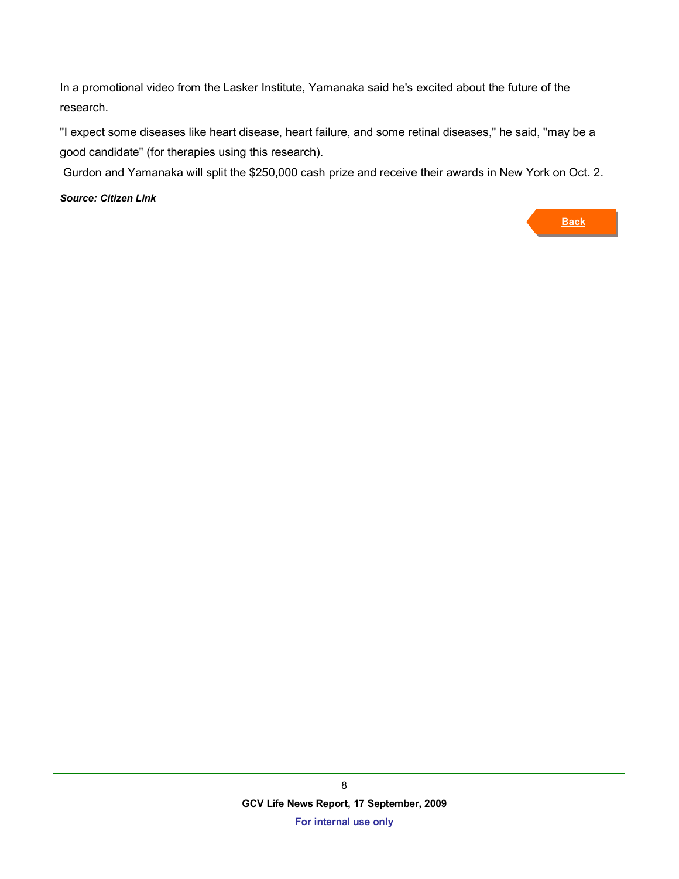In a promotional video from the Lasker Institute, Yamanaka said he's excited about the future of the research.

"I expect some diseases like heart disease, heart failure, and some retinal diseases," he said, "may be a good candidate" (for therapies using this research).

Gurdon and Yamanaka will split the $250,000 cash prize and receive their awards in New York on Oct. 2.

***Source: Citizen Link***

**Back**